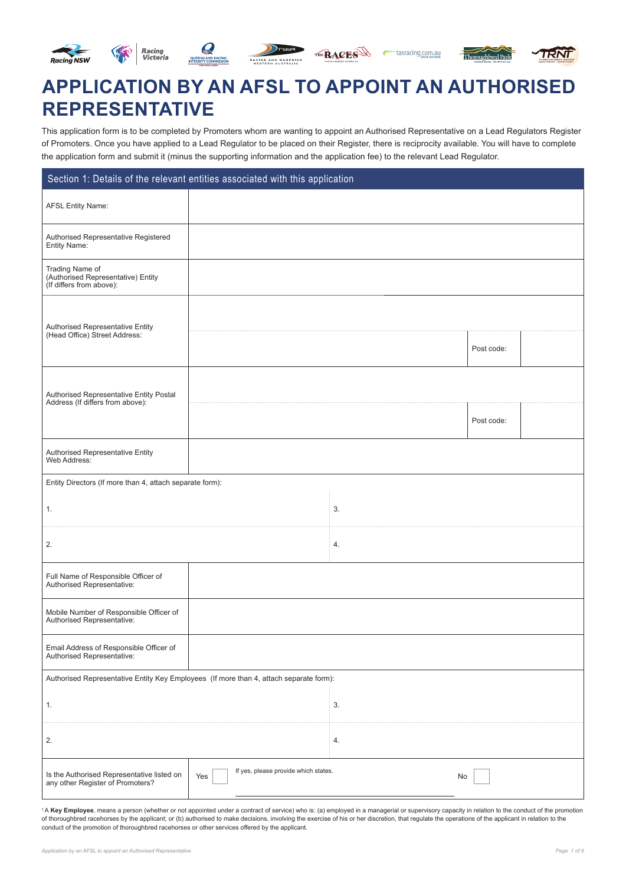# APPLICATION BY AN AFSL TO APPOINT AN AUTHORISED REPRESENTATIVE

This application form is to be completed by Promoters whom are wanting to appoint an Authorised Representative on a Lead Regulators Register of Promoters. Once you have applied to a Lead Regulator to be placed on their Register, there is reciprocity available. You will have to complete the application form and submit it (minus the supporting information and the application fee) to the relevant Lead Regulator.

## Section 1: Details of the relevant entities associated with this application

| | | | |
|---|---|---|---|
| AFSL Entity Name: | | | |
| Authorised Representative Registered Entity Name: | | | |
| Trading Name of (Authorised Representative) Entity (If differs from above): | | | |
| Authorised Representative Entity (Head Office) Street Address: | | | |
| | | Post code: | |
| Authorised Representative Entity Postal Address (If differs from above): | | | |
| | | Post code: | |
| Authorised Representative Entity Web Address: | | | |

Entity Directors (If more than 4, attach separate form):

| | |
|---|---|
| 1. | 3. |
| 2. | 4. |

| | |
|---|---|
| Full Name of Responsible Officer of Authorised Representative: | |
| Mobile Number of Responsible Officer of Authorised Representative: | |
| Email Address of Responsible Officer of Authorised Representative: | |

Authorised Representative Entity Key Employees (If more than 4, attach separate form):

| | |
|---|---|
| 1. | 3. |
| 2. | 4. |

| | | | |
|---|---|---|---|
| Is the Authorised Representative listed on any other Register of Promoters? | Yes ☐ | If yes, please provide which states. | No ☐ |

[1] A **Key Employee**, means a person (whether or not appointed under a contract of service) who is: (a) employed in a managerial or supervisory capacity in relation to the conduct of the promotion of thoroughbred racehorses by the applicant; or (b) authorised to make decisions, involving the exercise of his or her discretion, that regulate the operations of the applicant in relation to the conduct of the promotion of thoroughbred racehorses or other services offered by the applicant.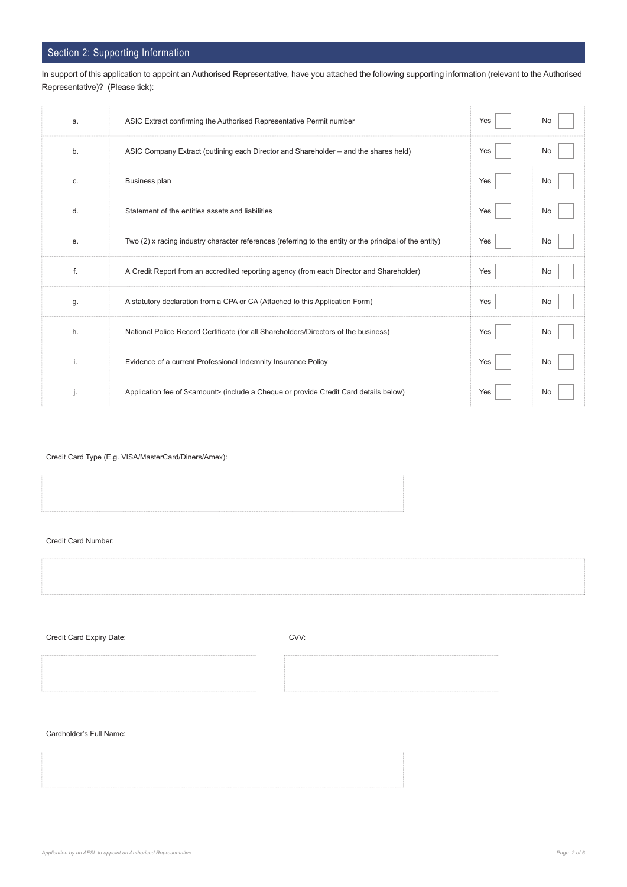## Section 2: Supporting Information

In support of this application to appoint an Authorised Representative, have you attached the following supporting information (relevant to the Authorised Representative)? (Please tick):

| | | | |
|---|---|---|---|
| a. | ASIC Extract confirming the Authorised Representative Permit number | Yes ☐ | No ☐ |
| b. | ASIC Company Extract (outlining each Director and Shareholder – and the shares held) | Yes ☐ | No ☐ |
| c. | Business plan | Yes ☐ | No ☐ |
| d. | Statement of the entities assets and liabilities | Yes ☐ | No ☐ |
| e. | Two (2) x racing industry character references (referring to the entity or the principal of the entity) | Yes ☐ | No ☐ |
| f. | A Credit Report from an accredited reporting agency (from each Director and Shareholder) | Yes ☐ | No ☐ |
| g. | A statutory declaration from a CPA or CA (Attached to this Application Form) | Yes ☐ | No ☐ |
| h. | National Police Record Certificate (for all Shareholders/Directors of the business) | Yes ☐ | No ☐ |
| i. | Evidence of a current Professional Indemnity Insurance Policy | Yes ☐ | No ☐ |
| j. | Application fee of $<amount> (include a Cheque or provide Credit Card details below) | Yes ☐ | No ☐ |

Credit Card Type (E.g. VISA/MasterCard/Diners/Amex):

Credit Card Number:

Credit Card Expiry Date:

CVV:

Cardholder's Full Name: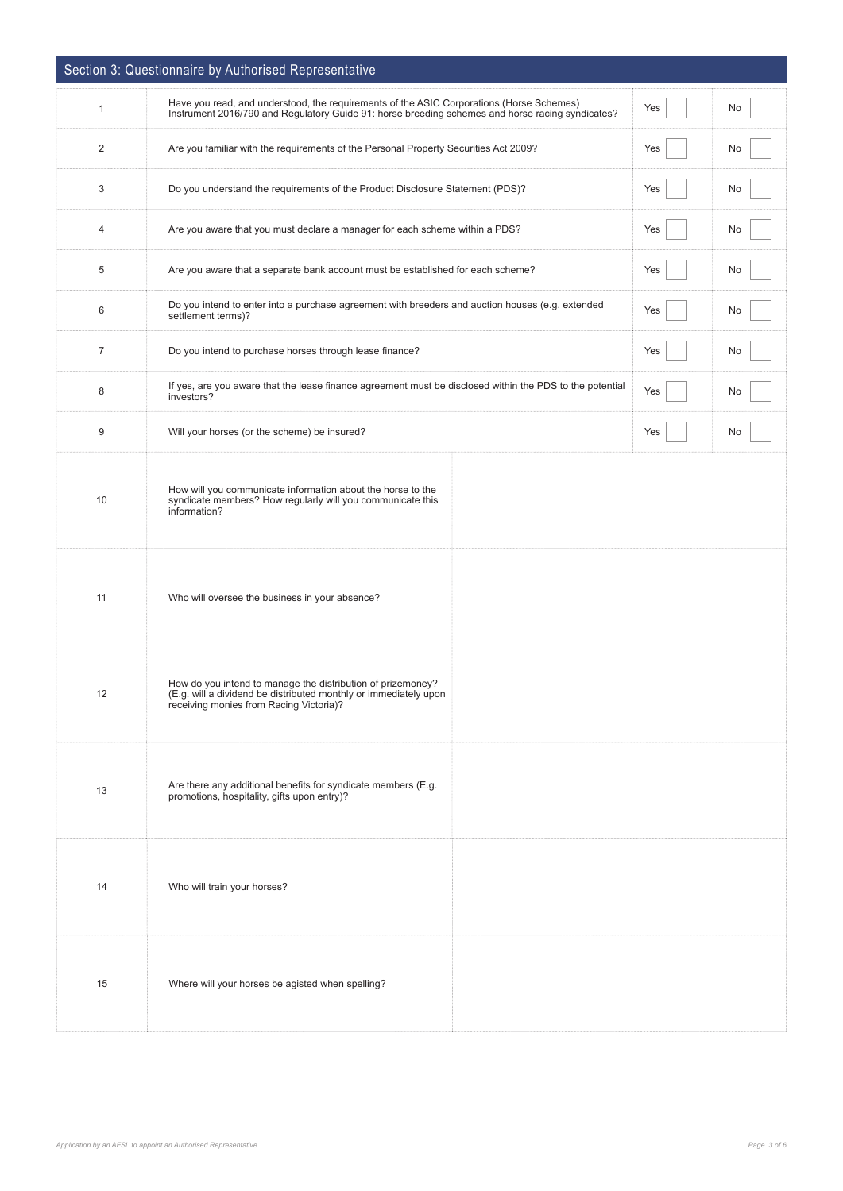## Section 3: Questionnaire by Authorised Representative

| | | | |
|---|---|---|---|
| 1 | Have you read, and understood, the requirements of the ASIC Corporations (Horse Schemes) Instrument 2016/790 and Regulatory Guide 91: horse breeding schemes and horse racing syndicates? | Yes ☐ | No ☐ |
| 2 | Are you familiar with the requirements of the Personal Property Securities Act 2009? | Yes ☐ | No ☐ |
| 3 | Do you understand the requirements of the Product Disclosure Statement (PDS)? | Yes ☐ | No ☐ |
| 4 | Are you aware that you must declare a manager for each scheme within a PDS? | Yes ☐ | No ☐ |
| 5 | Are you aware that a separate bank account must be established for each scheme? | Yes ☐ | No ☐ |
| 6 | Do you intend to enter into a purchase agreement with breeders and auction houses (e.g. extended settlement terms)? | Yes ☐ | No ☐ |
| 7 | Do you intend to purchase horses through lease finance? | Yes ☐ | No ☐ |
| 8 | If yes, are you aware that the lease finance agreement must be disclosed within the PDS to the potential investors? | Yes ☐ | No ☐ |
| 9 | Will your horses (or the scheme) be insured? | Yes ☐ | No ☐ |

| | | |
|---|---|---|
| 10 | How will you communicate information about the horse to the syndicate members? How regularly will you communicate this information? | |
| 11 | Who will oversee the business in your absence? | |
| 12 | How do you intend to manage the distribution of prizemoney? (E.g. will a dividend be distributed monthly or immediately upon receiving monies from Racing Victoria)? | |
| 13 | Are there any additional benefits for syndicate members (E.g. promotions, hospitality, gifts upon entry)? | |
| 14 | Who will train your horses? | |
| 15 | Where will your horses be agisted when spelling? | |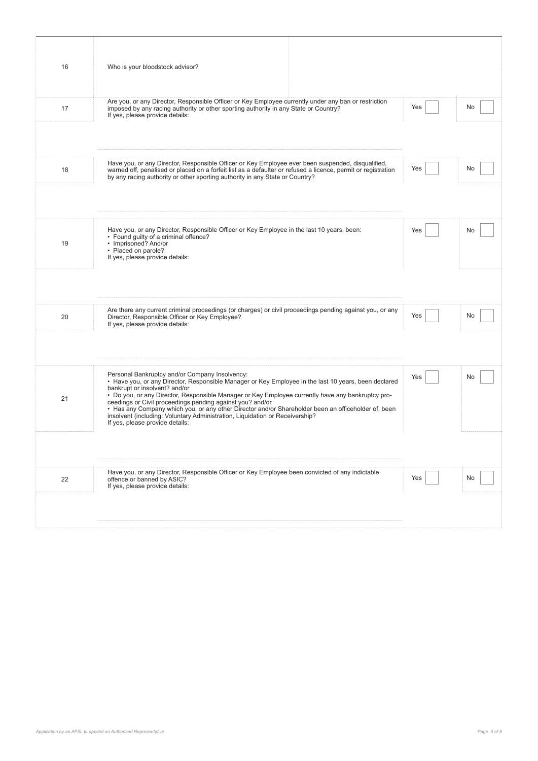| | | | |
|---|---|---|---|
| 16 | Who is your bloodstock advisor? | | |
| 17 | Are you, or any Director, Responsible Officer or Key Employee currently under any ban or restriction imposed by any racing authority or other sporting authority in any State or Country?<br>If yes, please provide details: | Yes | No |
| | | | |
| 18 | Have you, or any Director, Responsible Officer or Key Employee ever been suspended, disqualified, warned off, penalised or placed on a forfeit list as a defaulter or refused a licence, permit or registration by any racing authority or other sporting authority in any State or Country? | Yes | No |
| | | | |
| 19 | Have you, or any Director, Responsible Officer or Key Employee in the last 10 years, been:<br>• Found guilty of a criminal offence?<br>• Imprisoned? And/or<br>• Placed on parole?<br>If yes, please provide details: | Yes | No |
| | | | |
| 20 | Are there any current criminal proceedings (or charges) or civil proceedings pending against you, or any Director, Responsible Officer or Key Employee?<br>If yes, please provide details: | Yes | No |
| | | | |
| 21 | Personal Bankruptcy and/or Company Insolvency:<br>• Have you, or any Director, Responsible Manager or Key Employee in the last 10 years, been declared bankrupt or insolvent? and/or<br>• Do you, or any Director, Responsible Manager or Key Employee currently have any bankruptcy proceedings or Civil proceedings pending against you? and/or<br>• Has any Company which you, or any other Director and/or Shareholder been an officeholder of, been insolvent (including: Voluntary Administration, Liquidation or Receivership?<br>If yes, please provide details: | Yes | No |
| | | | |
| 22 | Have you, or any Director, Responsible Officer or Key Employee been convicted of any indictable offence or banned by ASIC?<br>If yes, please provide details: | Yes | No |
| | | | |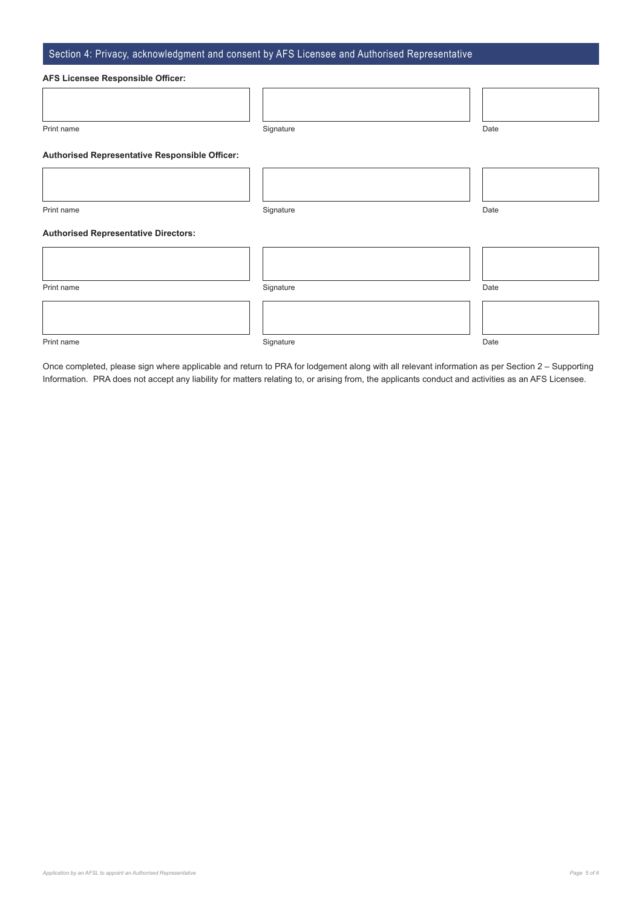## Section 4: Privacy, acknowledgment and consent by AFS Licensee and Authorised Representative

**AFS Licensee Responsible Officer:**

| Print name | Signature | Date |
| --- | --- | --- |
| | | |

**Authorised Representative Responsible Officer:**

| Print name | Signature | Date |
| --- | --- | --- |
| | | |

**Authorised Representative Directors:**

| Print name | Signature | Date |
| --- | --- | --- |
| | | |
| | | |

Once completed, please sign where applicable and return to PRA for lodgement along with all relevant information as per Section 2 – Supporting Information. PRA does not accept any liability for matters relating to, or arising from, the applicants conduct and activities as an AFS Licensee.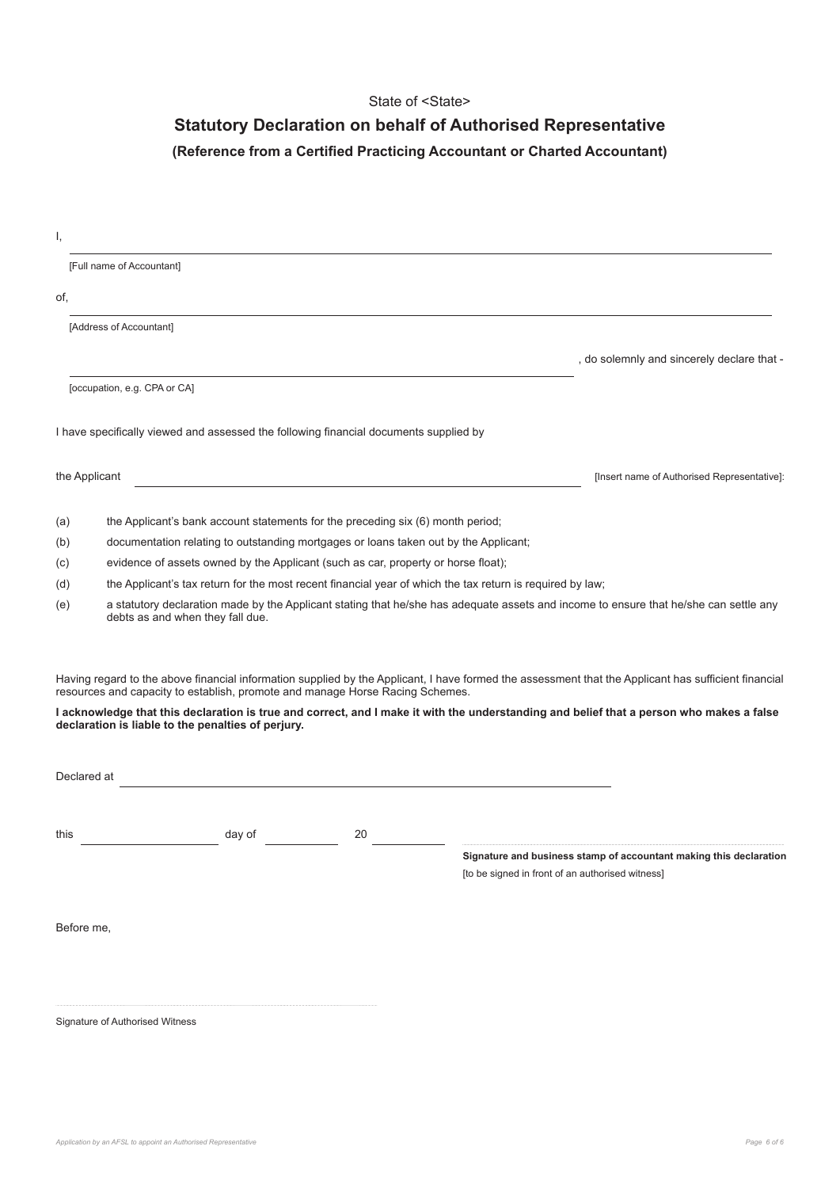State of <State>

# Statutory Declaration on behalf of Authorised Representative

## (Reference from a Certified Practicing Accountant or Charted Accountant)

I, \_\_\_\_\_\_\_\_\_\_\_\_\_\_\_\_\_\_\_\_\_\_\_\_\_\_\_\_\_\_\_\_\_\_\_\_\_\_\_\_

[Full name of Accountant]

of, \_\_\_\_\_\_\_\_\_\_\_\_\_\_\_\_\_\_\_\_\_\_\_\_\_\_\_\_\_\_\_\_\_\_\_\_\_\_\_\_

[Address of Accountant]

\_\_\_\_\_\_\_\_\_\_\_\_\_\_\_\_\_\_\_\_\_\_\_\_\_\_\_\_\_\_\_\_\_\_\_\_\_\_\_\_ , do solemnly and sincerely declare that -

[occupation, e.g. CPA or CA]

I have specifically viewed and assessed the following financial documents supplied by

the Applicant \_\_\_\_\_\_\_\_\_\_\_\_\_\_\_\_\_\_\_\_\_\_\_\_\_\_\_\_\_\_\_\_\_\_\_\_\_\_\_\_ [Insert name of Authorised Representative]:

(a) the Applicant's bank account statements for the preceding six (6) month period;

(b) documentation relating to outstanding mortgages or loans taken out by the Applicant;

(c) evidence of assets owned by the Applicant (such as car, property or horse float);

(d) the Applicant's tax return for the most recent financial year of which the tax return is required by law;

(e) a statutory declaration made by the Applicant stating that he/she has adequate assets and income to ensure that he/she can settle any debts as and when they fall due.

Having regard to the above financial information supplied by the Applicant, I have formed the assessment that the Applicant has sufficient financial resources and capacity to establish, promote and manage Horse Racing Schemes.

**I acknowledge that this declaration is true and correct, and I make it with the understanding and belief that a person who makes a false declaration is liable to the penalties of perjury.**

Declared at \_\_\_\_\_\_\_\_\_\_\_\_\_\_\_\_\_\_\_\_\_\_\_\_\_\_\_\_\_\_\_\_\_\_\_\_\_\_\_\_

this \_\_\_\_\_\_\_\_\_\_\_\_ day of \_\_\_\_\_\_\_\_ 20 \_\_\_\_\_\_\_\_

\_\_\_\_\_\_\_\_\_\_\_\_\_\_\_\_\_\_\_\_\_\_\_\_\_\_\_\_\_\_\_\_\_\_\_\_\_\_\_\_

**Signature and business stamp of accountant making this declaration**

[to be signed in front of an authorised witness]

Before me,

\_\_\_\_\_\_\_\_\_\_\_\_\_\_\_\_\_\_\_\_\_\_\_\_\_\_\_\_\_\_\_\_\_\_\_\_\_\_\_\_

Signature of Authorised Witness